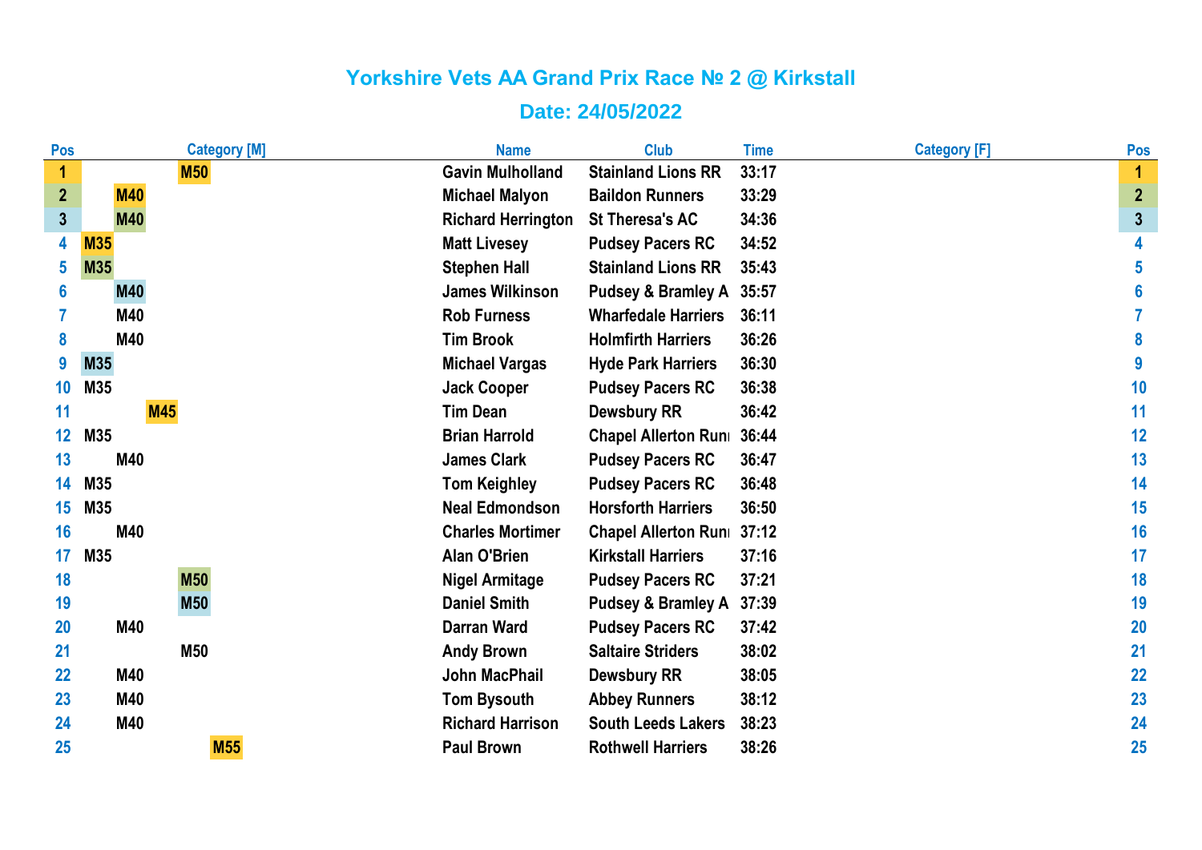# Yorkshire Vets AA Grand Prix Race № 2 @ Kirkstall

## Date: 24/05/2022

| Pos | Category [M] | | | | | Name | Club | Time | Category [F] | Pos |
|---|---|---|---|---|---|---|---|---|---|---|
| 1 | | | | M50 | | Gavin Mulholland | Stainland Lions RR | 33:17 | | 1 |
| 2 | | M40 | | | | Michael Malyon | Baildon Runners | 33:29 | | 2 |
| 3 | | M40 | | | | Richard Herrington | St Theresa's AC | 34:36 | | 3 |
| 4 | M35 | | | | | Matt Livesey | Pudsey Pacers RC | 34:52 | | 4 |
| 5 | M35 | | | | | Stephen Hall | Stainland Lions RR | 35:43 | | 5 |
| 6 | | M40 | | | | James Wilkinson | Pudsey & Bramley A | 35:57 | | 6 |
| 7 | | M40 | | | | Rob Furness | Wharfedale Harriers | 36:11 | | 7 |
| 8 | | M40 | | | | Tim Brook | Holmfirth Harriers | 36:26 | | 8 |
| 9 | M35 | | | | | Michael Vargas | Hyde Park Harriers | 36:30 | | 9 |
| 10 | M35 | | | | | Jack Cooper | Pudsey Pacers RC | 36:38 | | 10 |
| 11 | | | M45 | | | Tim Dean | Dewsbury RR | 36:42 | | 11 |
| 12 | M35 | | | | | Brian Harrold | Chapel Allerton Runı | 36:44 | | 12 |
| 13 | | M40 | | | | James Clark | Pudsey Pacers RC | 36:47 | | 13 |
| 14 | M35 | | | | | Tom Keighley | Pudsey Pacers RC | 36:48 | | 14 |
| 15 | M35 | | | | | Neal Edmondson | Horsforth Harriers | 36:50 | | 15 |
| 16 | | M40 | | | | Charles Mortimer | Chapel Allerton Runı | 37:12 | | 16 |
| 17 | M35 | | | | | Alan O'Brien | Kirkstall Harriers | 37:16 | | 17 |
| 18 | | | | M50 | | Nigel Armitage | Pudsey Pacers RC | 37:21 | | 18 |
| 19 | | | | M50 | | Daniel Smith | Pudsey & Bramley A | 37:39 | | 19 |
| 20 | | M40 | | | | Darran Ward | Pudsey Pacers RC | 37:42 | | 20 |
| 21 | | | | M50 | | Andy Brown | Saltaire Striders | 38:02 | | 21 |
| 22 | | M40 | | | | John MacPhail | Dewsbury RR | 38:05 | | 22 |
| 23 | | M40 | | | | Tom Bysouth | Abbey Runners | 38:12 | | 23 |
| 24 | | M40 | | | | Richard Harrison | South Leeds Lakers | 38:23 | | 24 |
| 25 | | | | | M55 | Paul Brown | Rothwell Harriers | 38:26 | | 25 |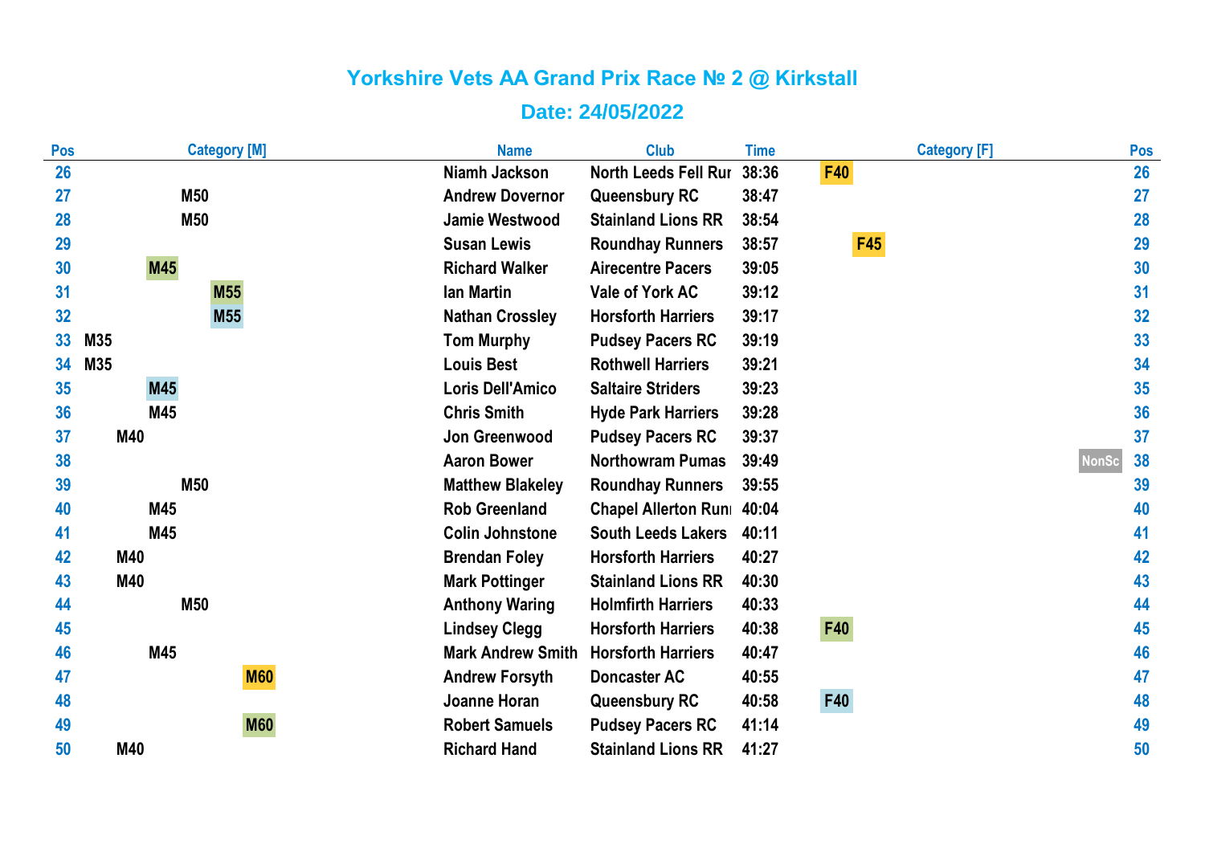# Yorkshire Vets AA Grand Prix Race № 2 @ Kirkstall

## Date: 24/05/2022

| Pos | Category [M] | Name | Club | Time | Category [F] | | Pos |
|---|---|---|---|---|---|---|---|
| 26 | | Niamh Jackson | North Leeds Fell Rur | 38:36 | F40 | | 26 |
| 27 | M50 | Andrew Dovernor | Queensbury RC | 38:47 | | | 27 |
| 28 | M50 | Jamie Westwood | Stainland Lions RR | 38:54 | | | 28 |
| 29 | | Susan Lewis | Roundhay Runners | 38:57 | F45 | | 29 |
| 30 | M45 | Richard Walker | Airecentre Pacers | 39:05 | | | 30 |
| 31 | M55 | Ian Martin | Vale of York AC | 39:12 | | | 31 |
| 32 | M55 | Nathan Crossley | Horsforth Harriers | 39:17 | | | 32 |
| 33 | M35 | Tom Murphy | Pudsey Pacers RC | 39:19 | | | 33 |
| 34 | M35 | Louis Best | Rothwell Harriers | 39:21 | | | 34 |
| 35 | M45 | Loris Dell'Amico | Saltaire Striders | 39:23 | | | 35 |
| 36 | M45 | Chris Smith | Hyde Park Harriers | 39:28 | | | 36 |
| 37 | M40 | Jon Greenwood | Pudsey Pacers RC | 39:37 | | | 37 |
| 38 | | Aaron Bower | Northowram Pumas | 39:49 | | NonSc | 38 |
| 39 | M50 | Matthew Blakeley | Roundhay Runners | 39:55 | | | 39 |
| 40 | M45 | Rob Greenland | Chapel Allerton Runi | 40:04 | | | 40 |
| 41 | M45 | Colin Johnstone | South Leeds Lakers | 40:11 | | | 41 |
| 42 | M40 | Brendan Foley | Horsforth Harriers | 40:27 | | | 42 |
| 43 | M40 | Mark Pottinger | Stainland Lions RR | 40:30 | | | 43 |
| 44 | M50 | Anthony Waring | Holmfirth Harriers | 40:33 | | | 44 |
| 45 | | Lindsey Clegg | Horsforth Harriers | 40:38 | F40 | | 45 |
| 46 | M45 | Mark Andrew Smith | Horsforth Harriers | 40:47 | | | 46 |
| 47 | M60 | Andrew Forsyth | Doncaster AC | 40:55 | | | 47 |
| 48 | | Joanne Horan | Queensbury RC | 40:58 | F40 | | 48 |
| 49 | M60 | Robert Samuels | Pudsey Pacers RC | 41:14 | | | 49 |
| 50 | M40 | Richard Hand | Stainland Lions RR | 41:27 | | | 50 |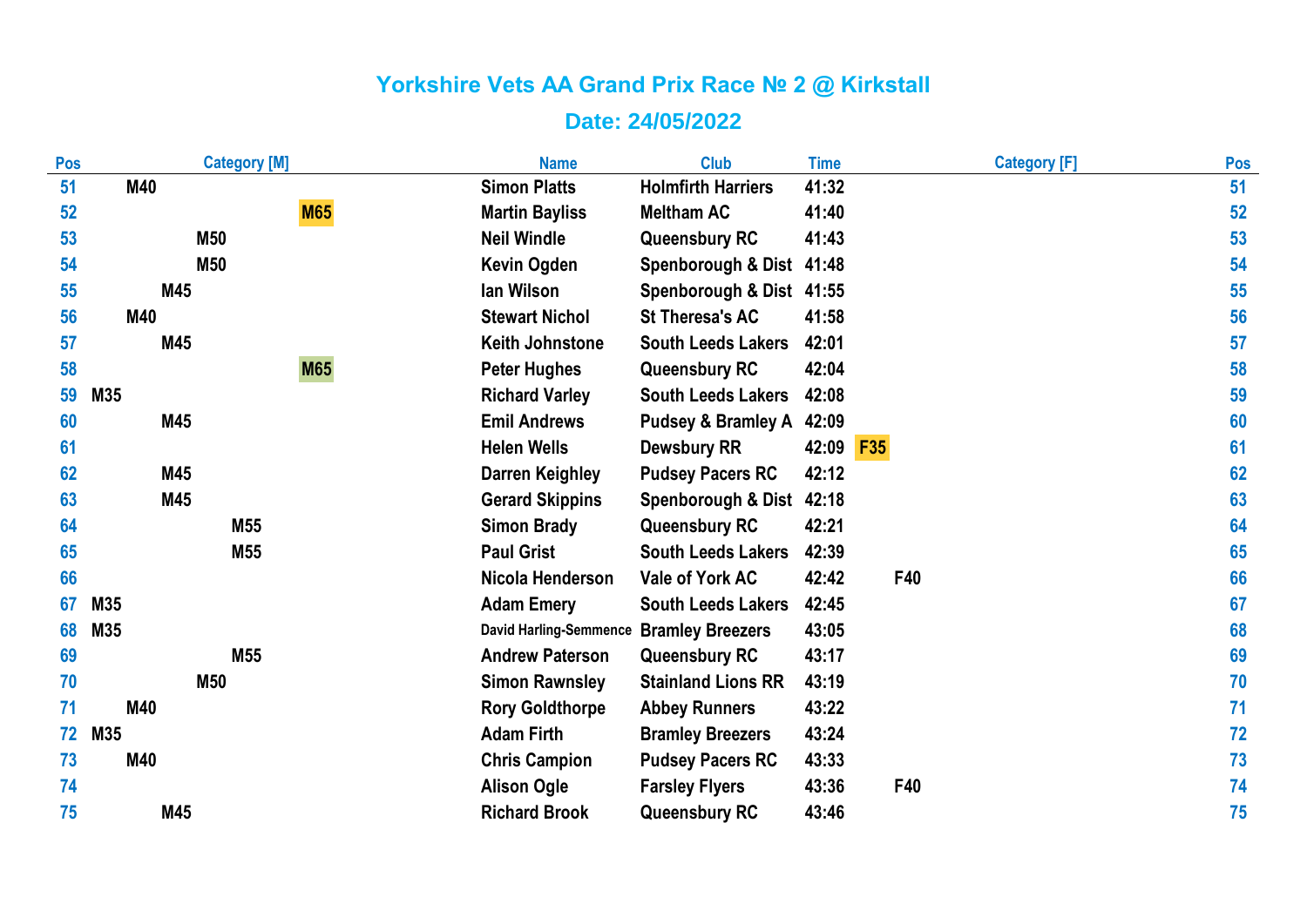# Yorkshire Vets AA Grand Prix Race № 2 @ Kirkstall

## Date: 24/05/2022

| Pos | Category [M] | Name | Club | Time | Category [F] | Pos |
|---|---|---|---|---|---|---|
| 51 | M40 | Simon Platts | Holmfirth Harriers | 41:32 | | 51 |
| 52 | M65 | Martin Bayliss | Meltham AC | 41:40 | | 52 |
| 53 | M50 | Neil Windle | Queensbury RC | 41:43 | | 53 |
| 54 | M50 | Kevin Ogden | Spenborough & Dist | 41:48 | | 54 |
| 55 | M45 | Ian Wilson | Spenborough & Dist | 41:55 | | 55 |
| 56 | M40 | Stewart Nichol | St Theresa's AC | 41:58 | | 56 |
| 57 | M45 | Keith Johnstone | South Leeds Lakers | 42:01 | | 57 |
| 58 | M65 | Peter Hughes | Queensbury RC | 42:04 | | 58 |
| 59 | M35 | Richard Varley | South Leeds Lakers | 42:08 | | 59 |
| 60 | M45 | Emil Andrews | Pudsey & Bramley A | 42:09 | | 60 |
| 61 | | Helen Wells | Dewsbury RR | 42:09 | F35 | 61 |
| 62 | M45 | Darren Keighley | Pudsey Pacers RC | 42:12 | | 62 |
| 63 | M45 | Gerard Skippins | Spenborough & Dist | 42:18 | | 63 |
| 64 | M55 | Simon Brady | Queensbury RC | 42:21 | | 64 |
| 65 | M55 | Paul Grist | South Leeds Lakers | 42:39 | | 65 |
| 66 | | Nicola Henderson | Vale of York AC | 42:42 | F40 | 66 |
| 67 | M35 | Adam Emery | South Leeds Lakers | 42:45 | | 67 |
| 68 | M35 | David Harling-Semmence | Bramley Breezers | 43:05 | | 68 |
| 69 | M55 | Andrew Paterson | Queensbury RC | 43:17 | | 69 |
| 70 | M50 | Simon Rawnsley | Stainland Lions RR | 43:19 | | 70 |
| 71 | M40 | Rory Goldthorpe | Abbey Runners | 43:22 | | 71 |
| 72 | M35 | Adam Firth | Bramley Breezers | 43:24 | | 72 |
| 73 | M40 | Chris Campion | Pudsey Pacers RC | 43:33 | | 73 |
| 74 | | Alison Ogle | Farsley Flyers | 43:36 | F40 | 74 |
| 75 | M45 | Richard Brook | Queensbury RC | 43:46 | | 75 |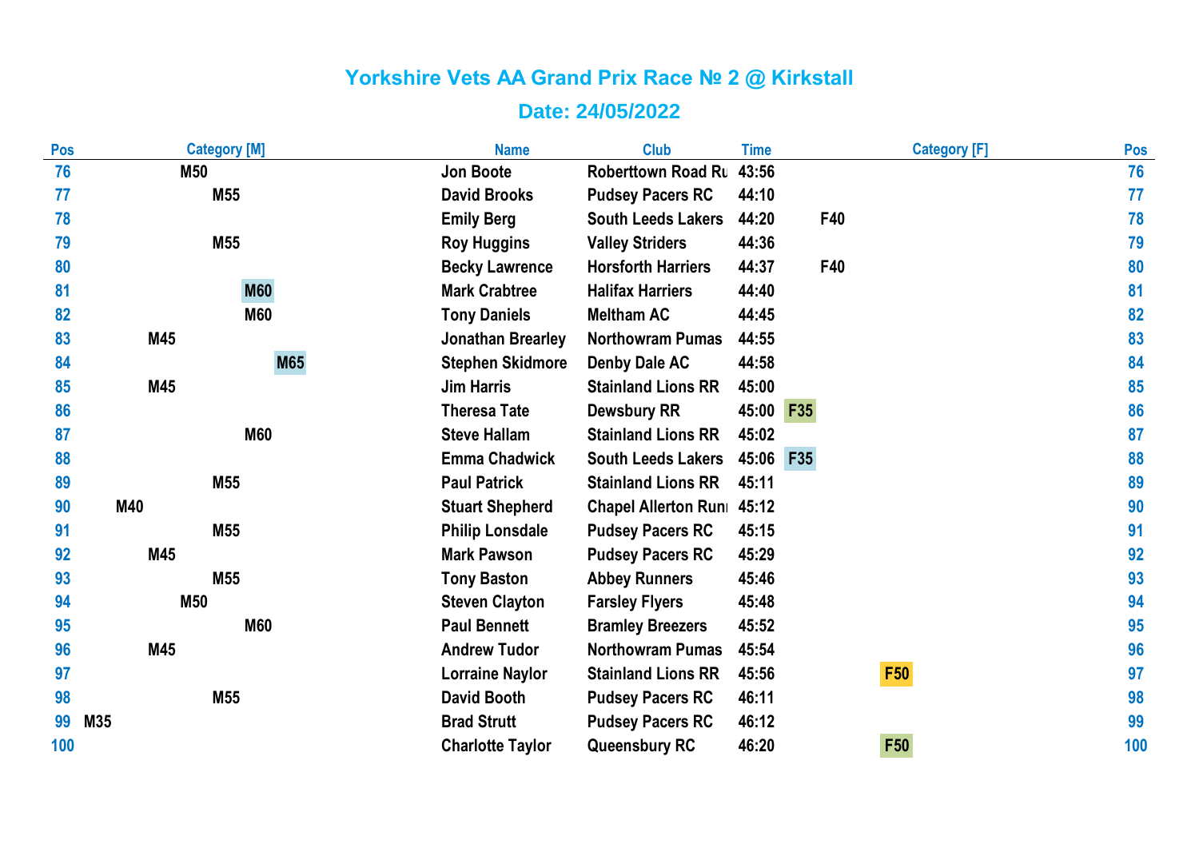# Yorkshire Vets AA Grand Prix Race № 2 @ Kirkstall

## Date: 24/05/2022

| Pos | Category [M] | Name | Club | Time | Category [F] | Pos |
|---|---|---|---|---|---|---|
| 76 | M50 | Jon Boote | Roberttown Road Ru | 43:56 | | 76 |
| 77 | M55 | David Brooks | Pudsey Pacers RC | 44:10 | | 77 |
| 78 | | Emily Berg | South Leeds Lakers | 44:20 | F40 | 78 |
| 79 | M55 | Roy Huggins | Valley Striders | 44:36 | | 79 |
| 80 | | Becky Lawrence | Horsforth Harriers | 44:37 | F40 | 80 |
| 81 | M60 | Mark Crabtree | Halifax Harriers | 44:40 | | 81 |
| 82 | M60 | Tony Daniels | Meltham AC | 44:45 | | 82 |
| 83 | M45 | Jonathan Brearley | Northowram Pumas | 44:55 | | 83 |
| 84 | M65 | Stephen Skidmore | Denby Dale AC | 44:58 | | 84 |
| 85 | M45 | Jim Harris | Stainland Lions RR | 45:00 | | 85 |
| 86 | | Theresa Tate | Dewsbury RR | 45:00 | F35 | 86 |
| 87 | M60 | Steve Hallam | Stainland Lions RR | 45:02 | | 87 |
| 88 | | Emma Chadwick | South Leeds Lakers | 45:06 | F35 | 88 |
| 89 | M55 | Paul Patrick | Stainland Lions RR | 45:11 | | 89 |
| 90 | M40 | Stuart Shepherd | Chapel Allerton Runi | 45:12 | | 90 |
| 91 | M55 | Philip Lonsdale | Pudsey Pacers RC | 45:15 | | 91 |
| 92 | M45 | Mark Pawson | Pudsey Pacers RC | 45:29 | | 92 |
| 93 | M55 | Tony Baston | Abbey Runners | 45:46 | | 93 |
| 94 | M50 | Steven Clayton | Farsley Flyers | 45:48 | | 94 |
| 95 | M60 | Paul Bennett | Bramley Breezers | 45:52 | | 95 |
| 96 | M45 | Andrew Tudor | Northowram Pumas | 45:54 | | 96 |
| 97 | | Lorraine Naylor | Stainland Lions RR | 45:56 | F50 | 97 |
| 98 | M55 | David Booth | Pudsey Pacers RC | 46:11 | | 98 |
| 99 | M35 | Brad Strutt | Pudsey Pacers RC | 46:12 | | 99 |
| 100 | | Charlotte Taylor | Queensbury RC | 46:20 | F50 | 100 |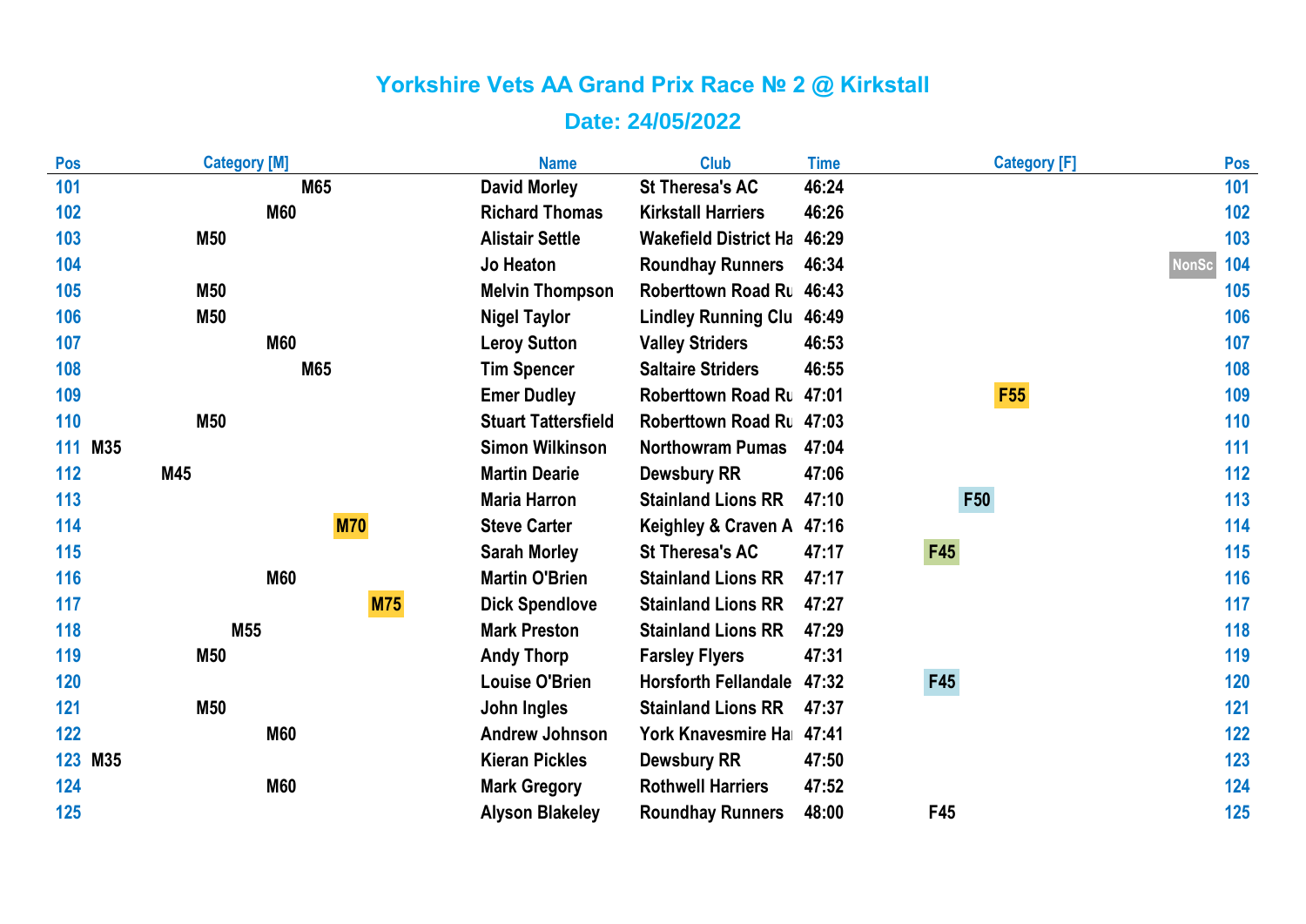# Yorkshire Vets AA Grand Prix Race № 2 @ Kirkstall

## Date: 24/05/2022

| Pos | Category [M] | Name | Club | Time | Category [F] | Pos |
|---|---|---|---|---|---|---|
| 101 | M65 | David Morley | St Theresa's AC | 46:24 | | 101 |
| 102 | M60 | Richard Thomas | Kirkstall Harriers | 46:26 | | 102 |
| 103 | M50 | Alistair Settle | Wakefield District Ha | 46:29 | | 103 |
| 104 | | Jo Heaton | Roundhay Runners | 46:34 | NonSc | 104 |
| 105 | M50 | Melvin Thompson | Roberttown Road Ru | 46:43 | | 105 |
| 106 | M50 | Nigel Taylor | Lindley Running Clu | 46:49 | | 106 |
| 107 | M60 | Leroy Sutton | Valley Striders | 46:53 | | 107 |
| 108 | M65 | Tim Spencer | Saltaire Striders | 46:55 | | 108 |
| 109 | | Emer Dudley | Roberttown Road Ru | 47:01 | F55 | 109 |
| 110 | M50 | Stuart Tattersfield | Roberttown Road Ru | 47:03 | | 110 |
| 111 | M35 | Simon Wilkinson | Northowram Pumas | 47:04 | | 111 |
| 112 | M45 | Martin Dearie | Dewsbury RR | 47:06 | | 112 |
| 113 | | Maria Harron | Stainland Lions RR | 47:10 | F50 | 113 |
| 114 | M70 | Steve Carter | Keighley & Craven A | 47:16 | | 114 |
| 115 | | Sarah Morley | St Theresa's AC | 47:17 | F45 | 115 |
| 116 | M60 | Martin O'Brien | Stainland Lions RR | 47:17 | | 116 |
| 117 | M75 | Dick Spendlove | Stainland Lions RR | 47:27 | | 117 |
| 118 | M55 | Mark Preston | Stainland Lions RR | 47:29 | | 118 |
| 119 | M50 | Andy Thorp | Farsley Flyers | 47:31 | | 119 |
| 120 | | Louise O'Brien | Horsforth Fellandale | 47:32 | F45 | 120 |
| 121 | M50 | John Ingles | Stainland Lions RR | 47:37 | | 121 |
| 122 | M60 | Andrew Johnson | York Knavesmire Ha | 47:41 | | 122 |
| 123 | M35 | Kieran Pickles | Dewsbury RR | 47:50 | | 123 |
| 124 | M60 | Mark Gregory | Rothwell Harriers | 47:52 | | 124 |
| 125 | | Alyson Blakeley | Roundhay Runners | 48:00 | F45 | 125 |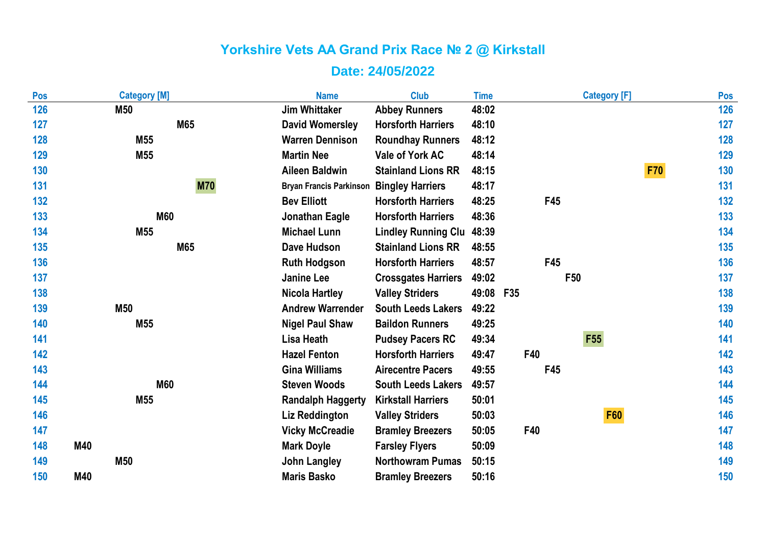# Yorkshire Vets AA Grand Prix Race № 2 @ Kirkstall

## Date: 24/05/2022

| Pos | Category [M] | Name | Club | Time | Category [F] | Pos |
|---|---|---|---|---|---|---|
| 126 | M50 | Jim Whittaker | Abbey Runners | 48:02 | | 126 |
| 127 | M65 | David Womersley | Horsforth Harriers | 48:10 | | 127 |
| 128 | M55 | Warren Dennison | Roundhay Runners | 48:12 | | 128 |
| 129 | M55 | Martin Nee | Vale of York AC | 48:14 | | 129 |
| 130 | | Aileen Baldwin | Stainland Lions RR | 48:15 | F70 | 130 |
| 131 | M70 | Bryan Francis Parkinson | Bingley Harriers | 48:17 | | 131 |
| 132 | | Bev Elliott | Horsforth Harriers | 48:25 | F45 | 132 |
| 133 | M60 | Jonathan Eagle | Horsforth Harriers | 48:36 | | 133 |
| 134 | M55 | Michael Lunn | Lindley Running Clu | 48:39 | | 134 |
| 135 | M65 | Dave Hudson | Stainland Lions RR | 48:55 | | 135 |
| 136 | | Ruth Hodgson | Horsforth Harriers | 48:57 | F45 | 136 |
| 137 | | Janine Lee | Crossgates Harriers | 49:02 | F50 | 137 |
| 138 | | Nicola Hartley | Valley Striders | 49:08 | F35 | 138 |
| 139 | M50 | Andrew Warrender | South Leeds Lakers | 49:22 | | 139 |
| 140 | M55 | Nigel Paul Shaw | Baildon Runners | 49:25 | | 140 |
| 141 | | Lisa Heath | Pudsey Pacers RC | 49:34 | F55 | 141 |
| 142 | | Hazel Fenton | Horsforth Harriers | 49:47 | F40 | 142 |
| 143 | | Gina Williams | Airecentre Pacers | 49:55 | F45 | 143 |
| 144 | M60 | Steven Woods | South Leeds Lakers | 49:57 | | 144 |
| 145 | M55 | Randalph Haggerty | Kirkstall Harriers | 50:01 | | 145 |
| 146 | | Liz Reddington | Valley Striders | 50:03 | F60 | 146 |
| 147 | | Vicky McCreadie | Bramley Breezers | 50:05 | F40 | 147 |
| 148 | M40 | Mark Doyle | Farsley Flyers | 50:09 | | 148 |
| 149 | M50 | John Langley | Northowram Pumas | 50:15 | | 149 |
| 150 | M40 | Maris Basko | Bramley Breezers | 50:16 | | 150 |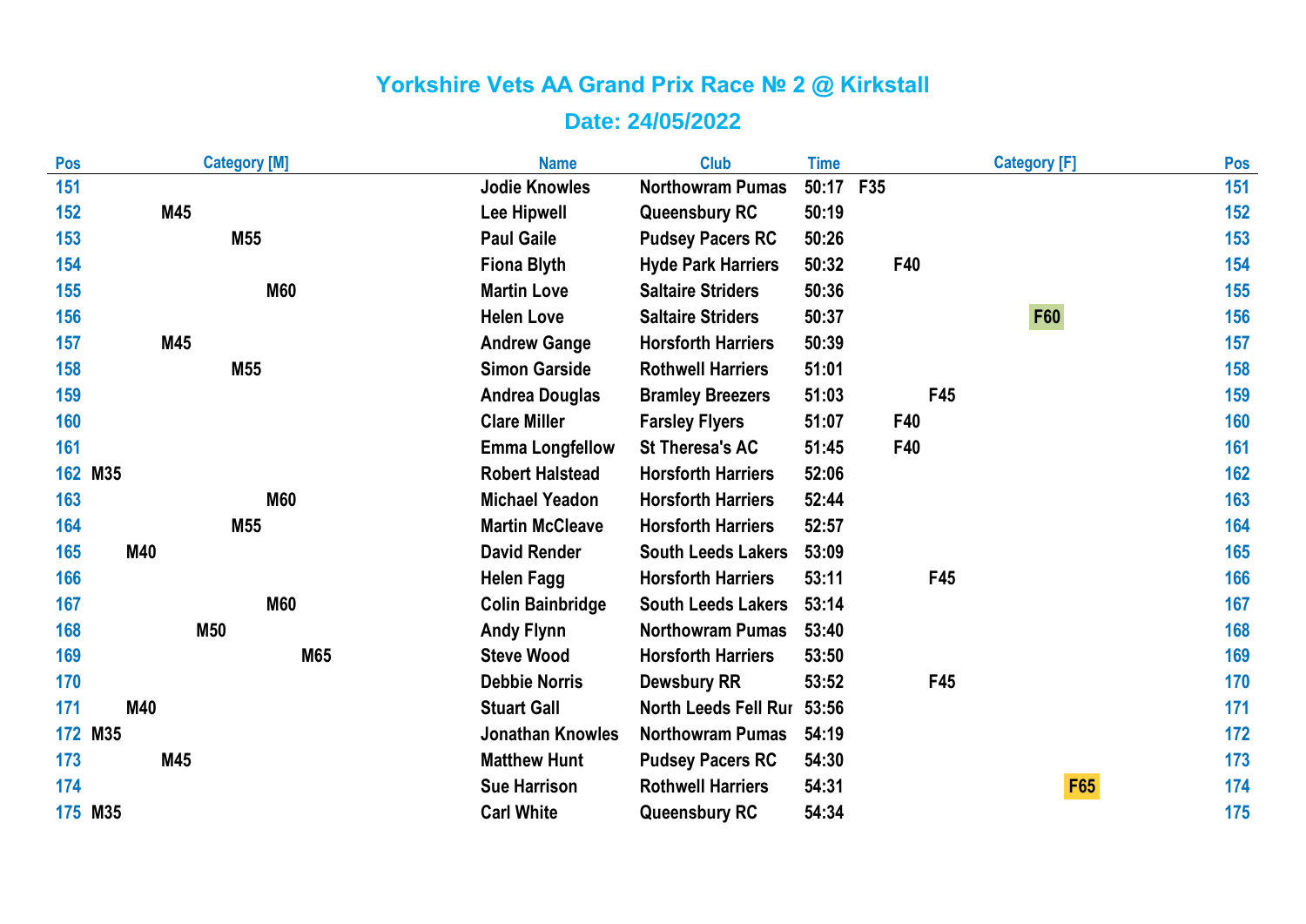# Yorkshire Vets AA Grand Prix Race № 2 @ Kirkstall

## Date: 24/05/2022

| Pos | Category [M] | Name | Club | Time | Category [F] | Pos |
|---|---|---|---|---|---|---|
| 151 | | Jodie Knowles | Northowram Pumas | 50:17 | F35 | 151 |
| 152 | M45 | Lee Hipwell | Queensbury RC | 50:19 | | 152 |
| 153 | M55 | Paul Gaile | Pudsey Pacers RC | 50:26 | | 153 |
| 154 | | Fiona Blyth | Hyde Park Harriers | 50:32 | F40 | 154 |
| 155 | M60 | Martin Love | Saltaire Striders | 50:36 | | 155 |
| 156 | | Helen Love | Saltaire Striders | 50:37 | F60 | 156 |
| 157 | M45 | Andrew Gange | Horsforth Harriers | 50:39 | | 157 |
| 158 | M55 | Simon Garside | Rothwell Harriers | 51:01 | | 158 |
| 159 | | Andrea Douglas | Bramley Breezers | 51:03 | F45 | 159 |
| 160 | | Clare Miller | Farsley Flyers | 51:07 | F40 | 160 |
| 161 | | Emma Longfellow | St Theresa's AC | 51:45 | F40 | 161 |
| 162 | M35 | Robert Halstead | Horsforth Harriers | 52:06 | | 162 |
| 163 | M60 | Michael Yeadon | Horsforth Harriers | 52:44 | | 163 |
| 164 | M55 | Martin McCleave | Horsforth Harriers | 52:57 | | 164 |
| 165 | M40 | David Render | South Leeds Lakers | 53:09 | | 165 |
| 166 | | Helen Fagg | Horsforth Harriers | 53:11 | F45 | 166 |
| 167 | M60 | Colin Bainbridge | South Leeds Lakers | 53:14 | | 167 |
| 168 | M50 | Andy Flynn | Northowram Pumas | 53:40 | | 168 |
| 169 | M65 | Steve Wood | Horsforth Harriers | 53:50 | | 169 |
| 170 | | Debbie Norris | Dewsbury RR | 53:52 | F45 | 170 |
| 171 | M40 | Stuart Gall | North Leeds Fell Rur | 53:56 | | 171 |
| 172 | M35 | Jonathan Knowles | Northowram Pumas | 54:19 | | 172 |
| 173 | M45 | Matthew Hunt | Pudsey Pacers RC | 54:30 | | 173 |
| 174 | | Sue Harrison | Rothwell Harriers | 54:31 | F65 | 174 |
| 175 | M35 | Carl White | Queensbury RC | 54:34 | | 175 |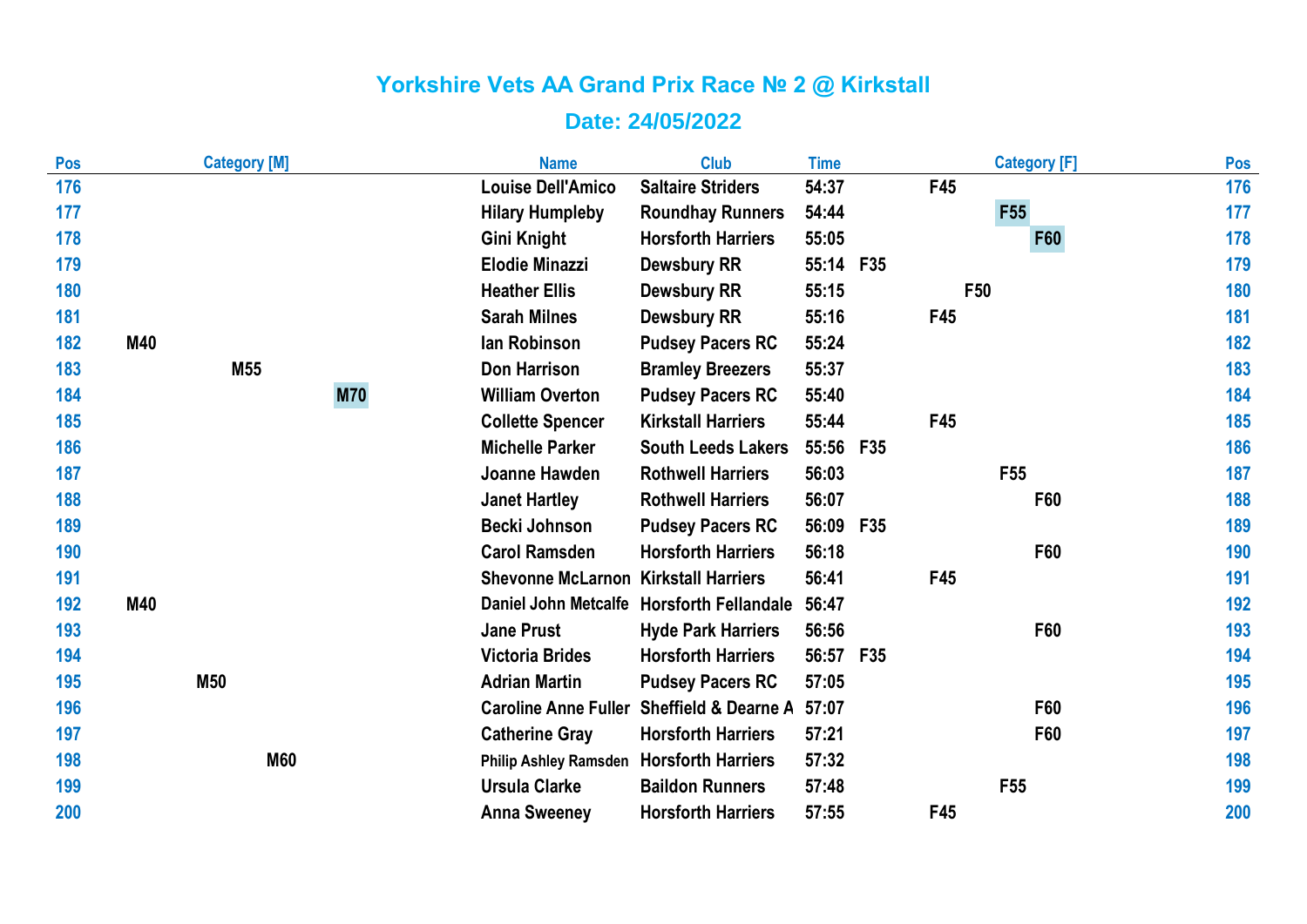# Yorkshire Vets AA Grand Prix Race № 2 @ Kirkstall

## Date: 24/05/2022

| Pos | Category [M] | Name | Club | Time | Category [F] | Pos |
|---|---|---|---|---|---|---|
| 176 | | Louise Dell'Amico | Saltaire Striders | 54:37 | F45 | 176 |
| 177 | | Hilary Humpleby | Roundhay Runners | 54:44 | F55 | 177 |
| 178 | | Gini Knight | Horsforth Harriers | 55:05 | F60 | 178 |
| 179 | | Elodie Minazzi | Dewsbury RR | 55:14 | F35 | 179 |
| 180 | | Heather Ellis | Dewsbury RR | 55:15 | F50 | 180 |
| 181 | | Sarah Milnes | Dewsbury RR | 55:16 | F45 | 181 |
| 182 | M40 | Ian Robinson | Pudsey Pacers RC | 55:24 | | 182 |
| 183 | M55 | Don Harrison | Bramley Breezers | 55:37 | | 183 |
| 184 | M70 | William Overton | Pudsey Pacers RC | 55:40 | | 184 |
| 185 | | Collette Spencer | Kirkstall Harriers | 55:44 | F45 | 185 |
| 186 | | Michelle Parker | South Leeds Lakers | 55:56 | F35 | 186 |
| 187 | | Joanne Hawden | Rothwell Harriers | 56:03 | F55 | 187 |
| 188 | | Janet Hartley | Rothwell Harriers | 56:07 | F60 | 188 |
| 189 | | Becki Johnson | Pudsey Pacers RC | 56:09 | F35 | 189 |
| 190 | | Carol Ramsden | Horsforth Harriers | 56:18 | F60 | 190 |
| 191 | | Shevonne McLarnon | Kirkstall Harriers | 56:41 | F45 | 191 |
| 192 | M40 | Daniel John Metcalfe | Horsforth Fellandale | 56:47 | | 192 |
| 193 | | Jane Prust | Hyde Park Harriers | 56:56 | F60 | 193 |
| 194 | | Victoria Brides | Horsforth Harriers | 56:57 | F35 | 194 |
| 195 | M50 | Adrian Martin | Pudsey Pacers RC | 57:05 | | 195 |
| 196 | | Caroline Anne Fuller | Sheffield & Dearne A | 57:07 | F60 | 196 |
| 197 | | Catherine Gray | Horsforth Harriers | 57:21 | F60 | 197 |
| 198 | M60 | Philip Ashley Ramsden | Horsforth Harriers | 57:32 | | 198 |
| 199 | | Ursula Clarke | Baildon Runners | 57:48 | F55 | 199 |
| 200 | | Anna Sweeney | Horsforth Harriers | 57:55 | F45 | 200 |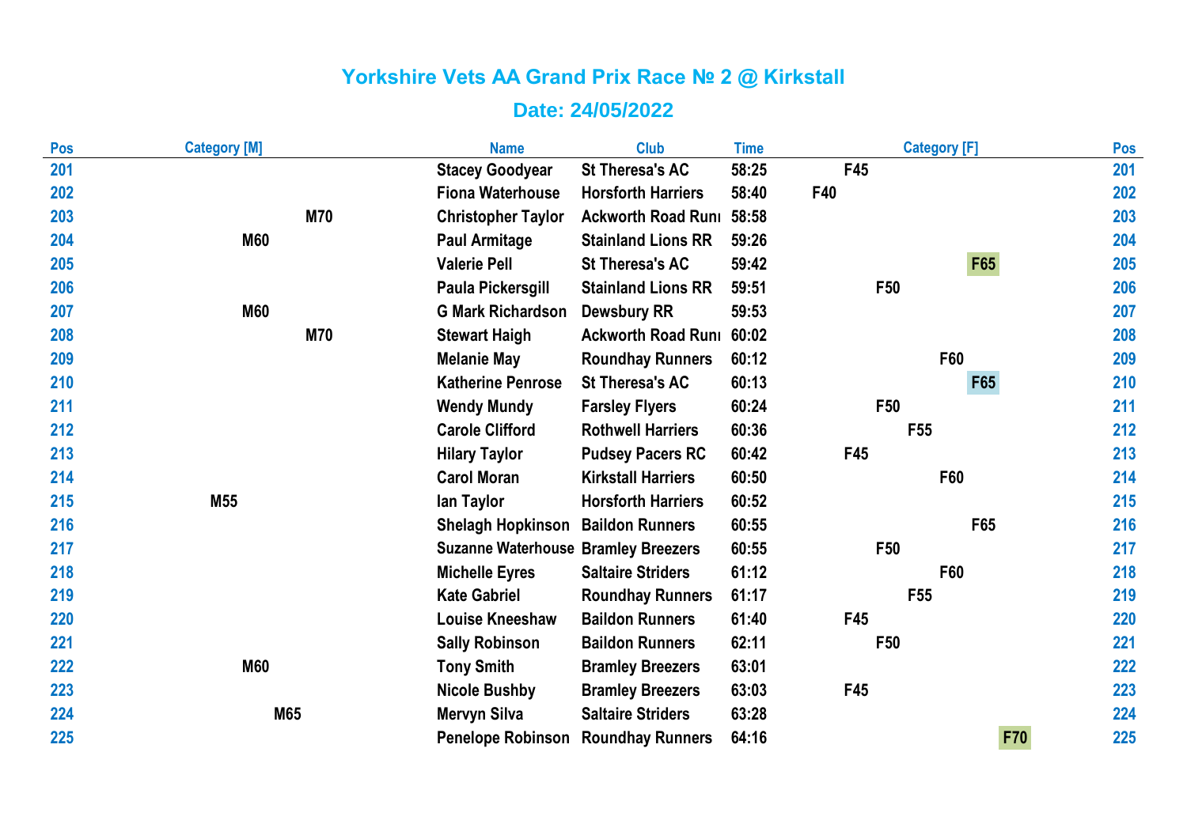# Yorkshire Vets AA Grand Prix Race № 2 @ Kirkstall

## Date: 24/05/2022

| Pos | Category [M] | Name | Club | Time | Category [F] | Pos |
|---|---|---|---|---|---|---|
| 201 | | Stacey Goodyear | St Theresa's AC | 58:25 | F45 | 201 |
| 202 | | Fiona Waterhouse | Horsforth Harriers | 58:40 | F40 | 202 |
| 203 | M70 | Christopher Taylor | Ackworth Road Runı | 58:58 | | 203 |
| 204 | M60 | Paul Armitage | Stainland Lions RR | 59:26 | | 204 |
| 205 | | Valerie Pell | St Theresa's AC | 59:42 | F65 | 205 |
| 206 | | Paula Pickersgill | Stainland Lions RR | 59:51 | F50 | 206 |
| 207 | M60 | G Mark Richardson | Dewsbury RR | 59:53 | | 207 |
| 208 | M70 | Stewart Haigh | Ackworth Road Runı | 60:02 | | 208 |
| 209 | | Melanie May | Roundhay Runners | 60:12 | F60 | 209 |
| 210 | | Katherine Penrose | St Theresa's AC | 60:13 | F65 | 210 |
| 211 | | Wendy Mundy | Farsley Flyers | 60:24 | F50 | 211 |
| 212 | | Carole Clifford | Rothwell Harriers | 60:36 | F55 | 212 |
| 213 | | Hilary Taylor | Pudsey Pacers RC | 60:42 | F45 | 213 |
| 214 | | Carol Moran | Kirkstall Harriers | 60:50 | F60 | 214 |
| 215 | M55 | Ian Taylor | Horsforth Harriers | 60:52 | | 215 |
| 216 | | Shelagh Hopkinson | Baildon Runners | 60:55 | F65 | 216 |
| 217 | | Suzanne Waterhouse | Bramley Breezers | 60:55 | F50 | 217 |
| 218 | | Michelle Eyres | Saltaire Striders | 61:12 | F60 | 218 |
| 219 | | Kate Gabriel | Roundhay Runners | 61:17 | F55 | 219 |
| 220 | | Louise Kneeshaw | Baildon Runners | 61:40 | F45 | 220 |
| 221 | | Sally Robinson | Baildon Runners | 62:11 | F50 | 221 |
| 222 | M60 | Tony Smith | Bramley Breezers | 63:01 | | 222 |
| 223 | | Nicole Bushby | Bramley Breezers | 63:03 | F45 | 223 |
| 224 | M65 | Mervyn Silva | Saltaire Striders | 63:28 | | 224 |
| 225 | | Penelope Robinson | Roundhay Runners | 64:16 | F70 | 225 |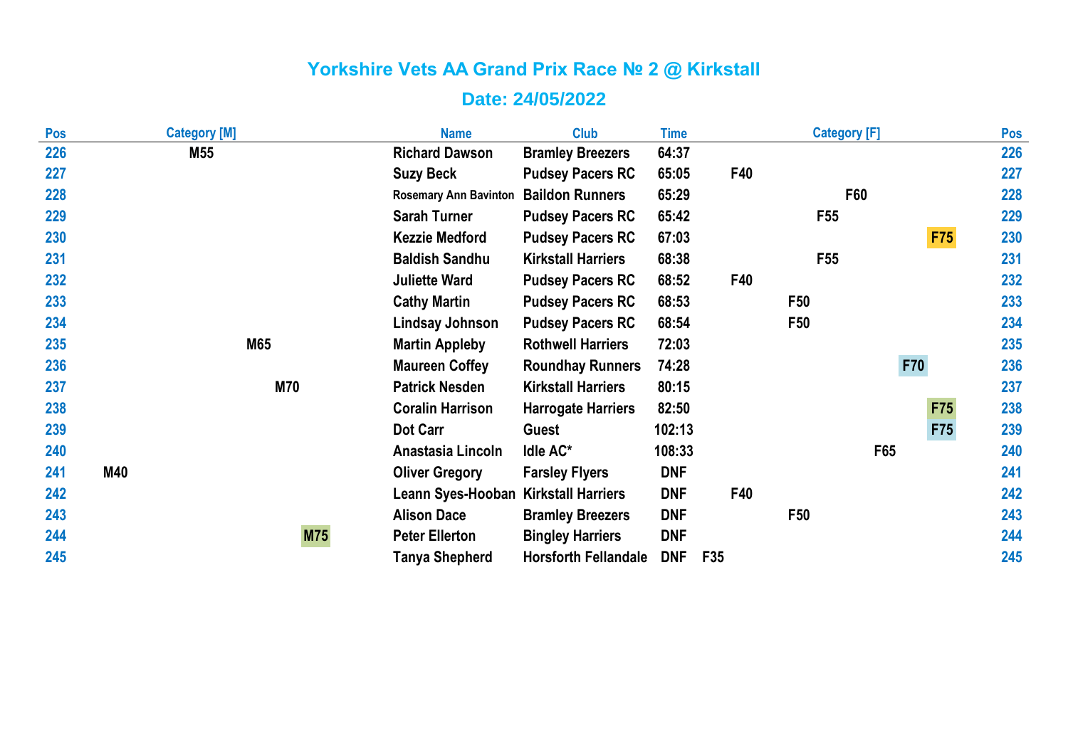# Yorkshire Vets AA Grand Prix Race № 2 @ Kirkstall

## Date: 24/05/2022

| Pos | Category [M] | Name | Club | Time | Category [F] | Pos |
|---|---|---|---|---|---|---|
| 226 | M55 | Richard Dawson | Bramley Breezers | 64:37 | | 226 |
| 227 | | Suzy Beck | Pudsey Pacers RC | 65:05 | F40 | 227 |
| 228 | | Rosemary Ann Bavinton | Baildon Runners | 65:29 | F60 | 228 |
| 229 | | Sarah Turner | Pudsey Pacers RC | 65:42 | F55 | 229 |
| 230 | | Kezzie Medford | Pudsey Pacers RC | 67:03 | F75 | 230 |
| 231 | | Baldish Sandhu | Kirkstall Harriers | 68:38 | F55 | 231 |
| 232 | | Juliette Ward | Pudsey Pacers RC | 68:52 | F40 | 232 |
| 233 | | Cathy Martin | Pudsey Pacers RC | 68:53 | F50 | 233 |
| 234 | | Lindsay Johnson | Pudsey Pacers RC | 68:54 | F50 | 234 |
| 235 | M65 | Martin Appleby | Rothwell Harriers | 72:03 | | 235 |
| 236 | | Maureen Coffey | Roundhay Runners | 74:28 | F70 | 236 |
| 237 | M70 | Patrick Nesden | Kirkstall Harriers | 80:15 | | 237 |
| 238 | | Coralin Harrison | Harrogate Harriers | 82:50 | F75 | 238 |
| 239 | | Dot Carr | Guest | 102:13 | F75 | 239 |
| 240 | | Anastasia Lincoln | Idle AC* | 108:33 | F65 | 240 |
| 241 | M40 | Oliver Gregory | Farsley Flyers | DNF | | 241 |
| 242 | | Leann Syes-Hooban | Kirkstall Harriers | DNF | F40 | 242 |
| 243 | | Alison Dace | Bramley Breezers | DNF | F50 | 243 |
| 244 | M75 | Peter Ellerton | Bingley Harriers | DNF | | 244 |
| 245 | | Tanya Shepherd | Horsforth Fellandale | DNF | F35 | 245 |